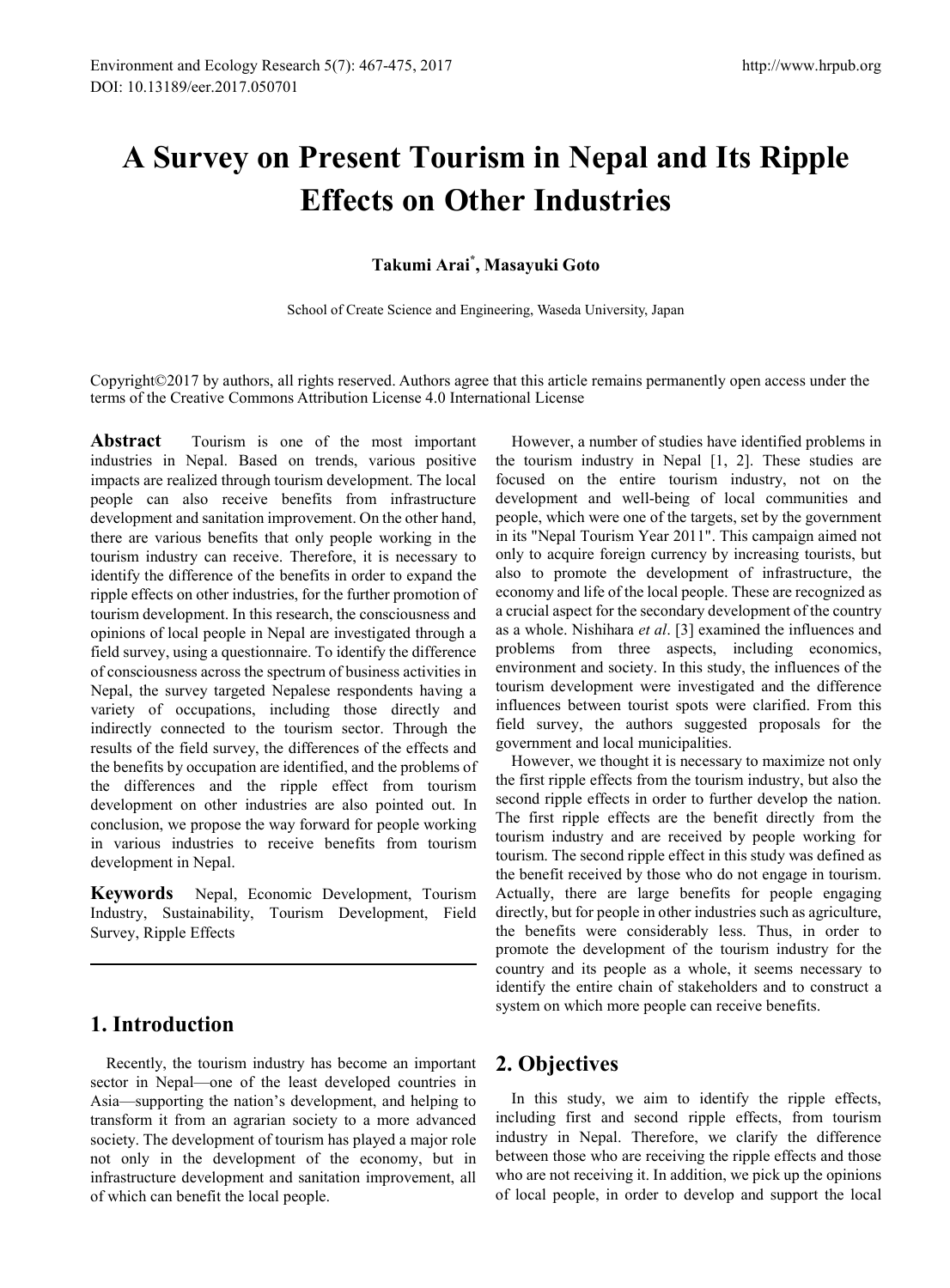# A Survey on Present Tourism in Nepal and Its Ripple Effects on Other Industries

**Takumi Arai[*], Masayuki Goto**

School of Create Science and Engineering, Waseda University, Japan

Copyright©2017 by authors, all rights reserved. Authors agree that this article remains permanently open access under the terms of the Creative Commons Attribution License 4.0 International License

**Abstract** Tourism is one of the most important industries in Nepal. Based on trends, various positive impacts are realized through tourism development. The local people can also receive benefits from infrastructure development and sanitation improvement. On the other hand, there are various benefits that only people working in the tourism industry can receive. Therefore, it is necessary to identify the difference of the benefits in order to expand the ripple effects on other industries, for the further promotion of tourism development. In this research, the consciousness and opinions of local people in Nepal are investigated through a field survey, using a questionnaire. To identify the difference of consciousness across the spectrum of business activities in Nepal, the survey targeted Nepalese respondents having a variety of occupations, including those directly and indirectly connected to the tourism sector. Through the results of the field survey, the differences of the effects and the benefits by occupation are identified, and the problems of the differences and the ripple effect from tourism development on other industries are also pointed out. In conclusion, we propose the way forward for people working in various industries to receive benefits from tourism development in Nepal.

**Keywords** Nepal, Economic Development, Tourism Industry, Sustainability, Tourism Development, Field Survey, Ripple Effects

## 1. Introduction

Recently, the tourism industry has become an important sector in Nepal—one of the least developed countries in Asia—supporting the nation's development, and helping to transform it from an agrarian society to a more advanced society. The development of tourism has played a major role not only in the development of the economy, but in infrastructure development and sanitation improvement, all of which can benefit the local people.

However, a number of studies have identified problems in the tourism industry in Nepal [1, 2]. These studies are focused on the entire tourism industry, not on the development and well-being of local communities and people, which were one of the targets, set by the government in its "Nepal Tourism Year 2011". This campaign aimed not only to acquire foreign currency by increasing tourists, but also to promote the development of infrastructure, the economy and life of the local people. These are recognized as a crucial aspect for the secondary development of the country as a whole. Nishihara *et al*. [3] examined the influences and problems from three aspects, including economics, environment and society. In this study, the influences of the tourism development were investigated and the difference influences between tourist spots were clarified. From this field survey, the authors suggested proposals for the government and local municipalities.

However, we thought it is necessary to maximize not only the first ripple effects from the tourism industry, but also the second ripple effects in order to further develop the nation. The first ripple effects are the benefit directly from the tourism industry and are received by people working for tourism. The second ripple effect in this study was defined as the benefit received by those who do not engage in tourism. Actually, there are large benefits for people engaging directly, but for people in other industries such as agriculture, the benefits were considerably less. Thus, in order to promote the development of the tourism industry for the country and its people as a whole, it seems necessary to identify the entire chain of stakeholders and to construct a system on which more people can receive benefits.

## 2. Objectives

In this study, we aim to identify the ripple effects, including first and second ripple effects, from tourism industry in Nepal. Therefore, we clarify the difference between those who are receiving the ripple effects and those who are not receiving it. In addition, we pick up the opinions of local people, in order to develop and support the local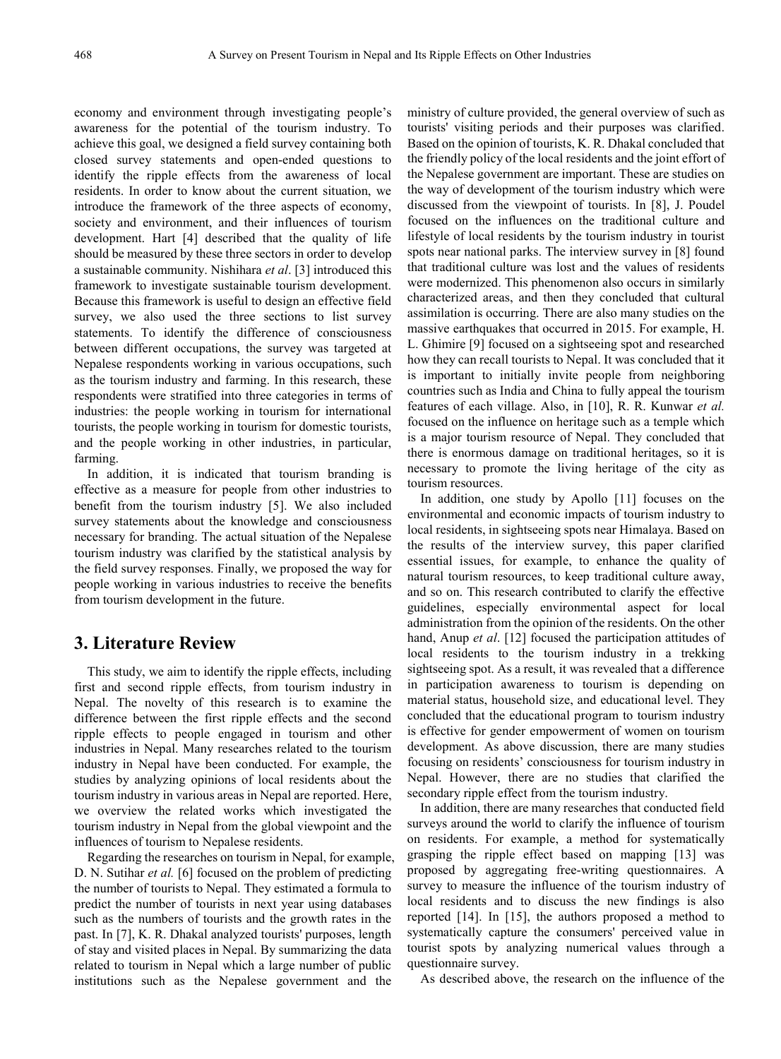economy and environment through investigating people's awareness for the potential of the tourism industry. To achieve this goal, we designed a field survey containing both closed survey statements and open-ended questions to identify the ripple effects from the awareness of local residents. In order to know about the current situation, we introduce the framework of the three aspects of economy, society and environment, and their influences of tourism development. Hart [4] described that the quality of life should be measured by these three sectors in order to develop a sustainable community. Nishihara *et al*. [3] introduced this framework to investigate sustainable tourism development. Because this framework is useful to design an effective field survey, we also used the three sections to list survey statements. To identify the difference of consciousness between different occupations, the survey was targeted at Nepalese respondents working in various occupations, such as the tourism industry and farming. In this research, these respondents were stratified into three categories in terms of industries: the people working in tourism for international tourists, the people working in tourism for domestic tourists, and the people working in other industries, in particular, farming.

In addition, it is indicated that tourism branding is effective as a measure for people from other industries to benefit from the tourism industry [5]. We also included survey statements about the knowledge and consciousness necessary for branding. The actual situation of the Nepalese tourism industry was clarified by the statistical analysis by the field survey responses. Finally, we proposed the way for people working in various industries to receive the benefits from tourism development in the future.

## 3. Literature Review

This study, we aim to identify the ripple effects, including first and second ripple effects, from tourism industry in Nepal. The novelty of this research is to examine the difference between the first ripple effects and the second ripple effects to people engaged in tourism and other industries in Nepal. Many researches related to the tourism industry in Nepal have been conducted. For example, the studies by analyzing opinions of local residents about the tourism industry in various areas in Nepal are reported. Here, we overview the related works which investigated the tourism industry in Nepal from the global viewpoint and the influences of tourism to Nepalese residents.

Regarding the researches on tourism in Nepal, for example, D. N. Sutihar *et al.* [6] focused on the problem of predicting the number of tourists to Nepal. They estimated a formula to predict the number of tourists in next year using databases such as the numbers of tourists and the growth rates in the past. In [7], K. R. Dhakal analyzed tourists' purposes, length of stay and visited places in Nepal. By summarizing the data related to tourism in Nepal which a large number of public institutions such as the Nepalese government and the ministry of culture provided, the general overview of such as tourists' visiting periods and their purposes was clarified. Based on the opinion of tourists, K. R. Dhakal concluded that the friendly policy of the local residents and the joint effort of the Nepalese government are important. These are studies on the way of development of the tourism industry which were discussed from the viewpoint of tourists. In [8], J. Poudel focused on the influences on the traditional culture and lifestyle of local residents by the tourism industry in tourist spots near national parks. The interview survey in [8] found that traditional culture was lost and the values of residents were modernized. This phenomenon also occurs in similarly characterized areas, and then they concluded that cultural assimilation is occurring. There are also many studies on the massive earthquakes that occurred in 2015. For example, H. L. Ghimire [9] focused on a sightseeing spot and researched how they can recall tourists to Nepal. It was concluded that it is important to initially invite people from neighboring countries such as India and China to fully appeal the tourism features of each village. Also, in [10], R. R. Kunwar *et al.* focused on the influence on heritage such as a temple which is a major tourism resource of Nepal. They concluded that there is enormous damage on traditional heritages, so it is necessary to promote the living heritage of the city as tourism resources.

In addition, one study by Apollo [11] focuses on the environmental and economic impacts of tourism industry to local residents, in sightseeing spots near Himalaya. Based on the results of the interview survey, this paper clarified essential issues, for example, to enhance the quality of natural tourism resources, to keep traditional culture away, and so on. This research contributed to clarify the effective guidelines, especially environmental aspect for local administration from the opinion of the residents. On the other hand, Anup *et al*. [12] focused the participation attitudes of local residents to the tourism industry in a trekking sightseeing spot. As a result, it was revealed that a difference in participation awareness to tourism is depending on material status, household size, and educational level. They concluded that the educational program to tourism industry is effective for gender empowerment of women on tourism development. As above discussion, there are many studies focusing on residents' consciousness for tourism industry in Nepal. However, there are no studies that clarified the secondary ripple effect from the tourism industry.

In addition, there are many researches that conducted field surveys around the world to clarify the influence of tourism on residents. For example, a method for systematically grasping the ripple effect based on mapping [13] was proposed by aggregating free-writing questionnaires. A survey to measure the influence of the tourism industry of local residents and to discuss the new findings is also reported [14]. In [15], the authors proposed a method to systematically capture the consumers' perceived value in tourist spots by analyzing numerical values through a questionnaire survey.

As described above, the research on the influence of the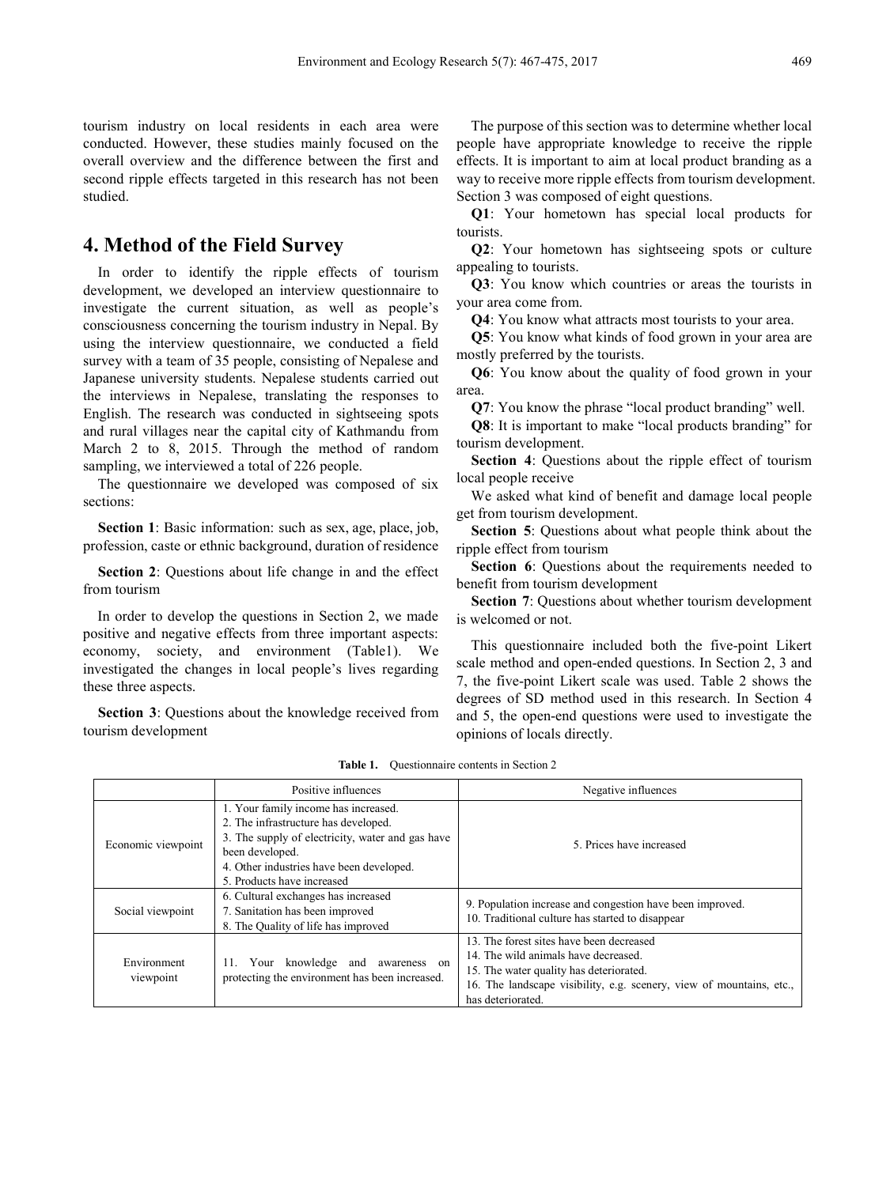tourism industry on local residents in each area were conducted. However, these studies mainly focused on the overall overview and the difference between the first and second ripple effects targeted in this research has not been studied.

## 4. Method of the Field Survey

In order to identify the ripple effects of tourism development, we developed an interview questionnaire to investigate the current situation, as well as people's consciousness concerning the tourism industry in Nepal. By using the interview questionnaire, we conducted a field survey with a team of 35 people, consisting of Nepalese and Japanese university students. Nepalese students carried out the interviews in Nepalese, translating the responses to English. The research was conducted in sightseeing spots and rural villages near the capital city of Kathmandu from March 2 to 8, 2015. Through the method of random sampling, we interviewed a total of 226 people.

The questionnaire we developed was composed of six sections:

**Section 1**: Basic information: such as sex, age, place, job, profession, caste or ethnic background, duration of residence

**Section 2**: Questions about life change in and the effect from tourism

In order to develop the questions in Section 2, we made positive and negative effects from three important aspects: economy, society, and environment (Table1). We investigated the changes in local people's lives regarding these three aspects.

**Section 3**: Questions about the knowledge received from tourism development

The purpose of this section was to determine whether local people have appropriate knowledge to receive the ripple effects. It is important to aim at local product branding as a way to receive more ripple effects from tourism development. Section 3 was composed of eight questions.

**Q1**: Your hometown has special local products for tourists.

**Q2**: Your hometown has sightseeing spots or culture appealing to tourists.

**Q3**: You know which countries or areas the tourists in your area come from.

**Q4**: You know what attracts most tourists to your area.

**Q5**: You know what kinds of food grown in your area are mostly preferred by the tourists.

**Q6**: You know about the quality of food grown in your area.

**Q7**: You know the phrase "local product branding" well.

**Q8**: It is important to make "local products branding" for tourism development.

**Section 4**: Questions about the ripple effect of tourism local people receive

We asked what kind of benefit and damage local people get from tourism development.

**Section 5**: Questions about what people think about the ripple effect from tourism

**Section 6**: Questions about the requirements needed to benefit from tourism development

**Section 7**: Questions about whether tourism development is welcomed or not.

This questionnaire included both the five-point Likert scale method and open-ended questions. In Section 2, 3 and 7, the five-point Likert scale was used. Table 2 shows the degrees of SD method used in this research. In Section 4 and 5, the open-end questions were used to investigate the opinions of locals directly.

**Table 1.** Questionnaire contents in Section 2

| | Positive influences | Negative influences |
|---|---|---|
| Economic viewpoint | 1. Your family income has increased.<br>2. The infrastructure has developed.<br>3. The supply of electricity, water and gas have been developed.<br>4. Other industries have been developed.<br>5. Products have increased | 5. Prices have increased |
| Social viewpoint | 6. Cultural exchanges has increased<br>7. Sanitation has been improved<br>8. The Quality of life has improved | 9. Population increase and congestion have been improved.<br>10. Traditional culture has started to disappear |
| Environment viewpoint | 11. Your knowledge and awareness on protecting the environment has been increased. | 13. The forest sites have been decreased<br>14. The wild animals have decreased.<br>15. The water quality has deteriorated.<br>16. The landscape visibility, e.g. scenery, view of mountains, etc., has deteriorated. |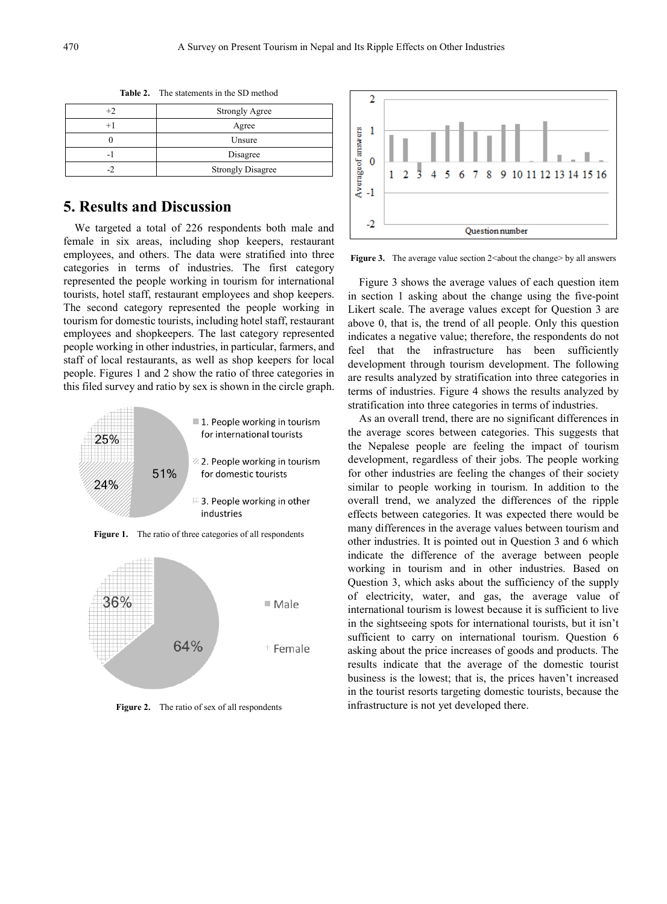**Table 2.** The statements in the SD method

| +2 | Strongly Agree |
|---|---|
| +1 | Agree |
| 0 | Unsure |
| -1 | Disagree |
| -2 | Strongly Disagree |

## 5. Results and Discussion

We targeted a total of 226 respondents both male and female in six areas, including shop keepers, restaurant employees, and others. The data were stratified into three categories in terms of industries. The first category represented the people working in tourism for international tourists, hotel staff, restaurant employees and shop keepers. The second category represented the people working in tourism for domestic tourists, including hotel staff, restaurant employees and shopkeepers. The last category represented people working in other industries, in particular, farmers, and staff of local restaurants, as well as shop keepers for local people. Figures 1 and 2 show the ratio of three categories in this filed survey and ratio by sex is shown in the circle graph.

**Figure 1.** The ratio of three categories of all respondents

**Figure 2.** The ratio of sex of all respondents

**Figure 3.** The average value section 2<about the change> by all answers

Figure 3 shows the average values of each question item in section 1 asking about the change using the five-point Likert scale. The average values except for Question 3 are above 0, that is, the trend of all people. Only this question indicates a negative value; therefore, the respondents do not feel that the infrastructure has been sufficiently development through tourism development. The following are results analyzed by stratification into three categories in terms of industries. Figure 4 shows the results analyzed by stratification into three categories in terms of industries.

As an overall trend, there are no significant differences in the average scores between categories. This suggests that the Nepalese people are feeling the impact of tourism development, regardless of their jobs. The people working for other industries are feeling the changes of their society similar to people working in tourism. In addition to the overall trend, we analyzed the differences of the ripple effects between categories. It was expected there would be many differences in the average values between tourism and other industries. It is pointed out in Question 3 and 6 which indicate the difference of the average between people working in tourism and in other industries. Based on Question 3, which asks about the sufficiency of the supply of electricity, water, and gas, the average value of international tourism is lowest because it is sufficient to live in the sightseeing spots for international tourists, but it isn't sufficient to carry on international tourism. Question 6 asking about the price increases of goods and products. The results indicate that the average of the domestic tourist business is the lowest; that is, the prices haven't increased in the tourist resorts targeting domestic tourists, because the infrastructure is not yet developed there.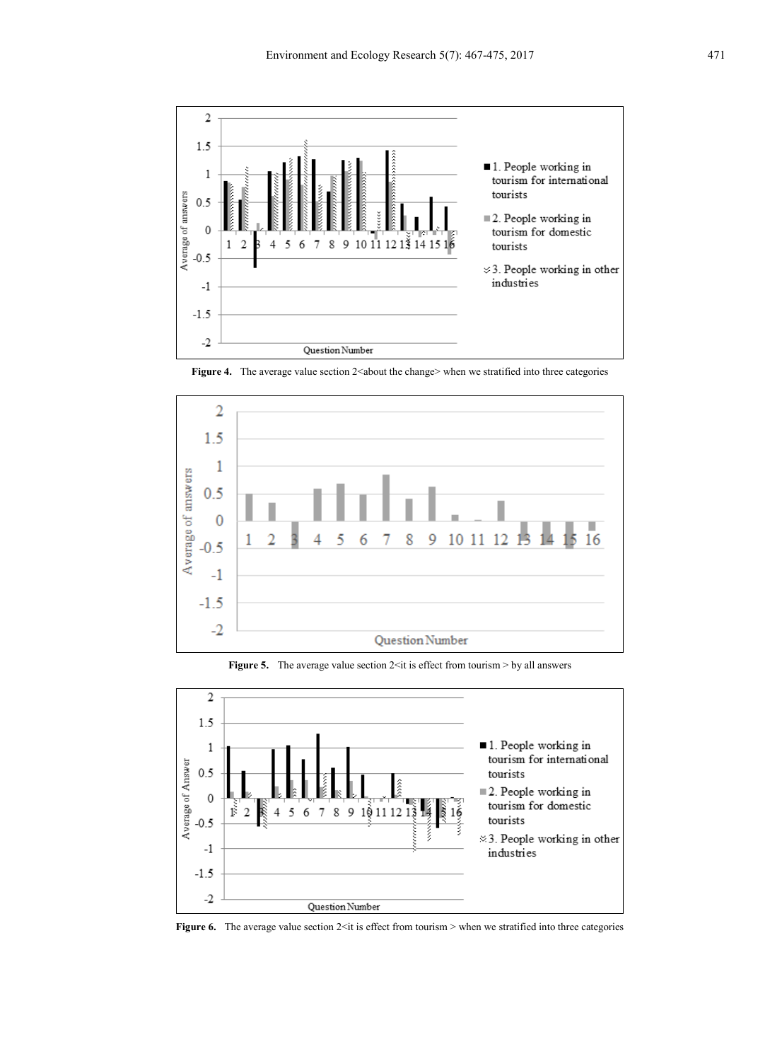Figure 4. The average value section 2<about the change> when we stratified into three categories

Figure 5. The average value section 2<it is effect from tourism > by all answers

Figure 6. The average value section 2<it is effect from tourism > when we stratified into three categories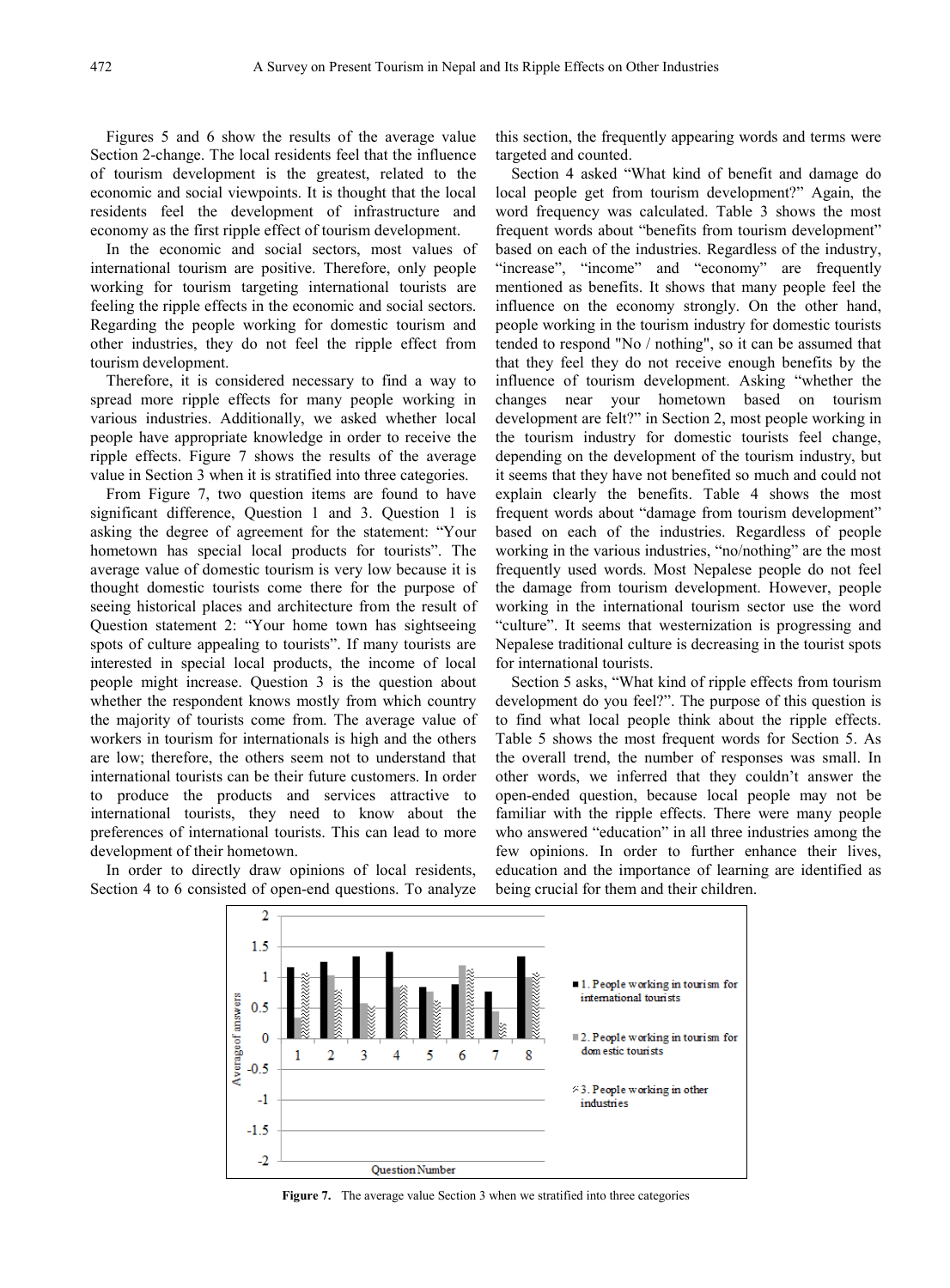Figures 5 and 6 show the results of the average value Section 2-change. The local residents feel that the influence of tourism development is the greatest, related to the economic and social viewpoints. It is thought that the local residents feel the development of infrastructure and economy as the first ripple effect of tourism development.

In the economic and social sectors, most values of international tourism are positive. Therefore, only people working for tourism targeting international tourists are feeling the ripple effects in the economic and social sectors. Regarding the people working for domestic tourism and other industries, they do not feel the ripple effect from tourism development.

Therefore, it is considered necessary to find a way to spread more ripple effects for many people working in various industries. Additionally, we asked whether local people have appropriate knowledge in order to receive the ripple effects. Figure 7 shows the results of the average value in Section 3 when it is stratified into three categories.

From Figure 7, two question items are found to have significant difference, Question 1 and 3. Question 1 is asking the degree of agreement for the statement: "Your hometown has special local products for tourists". The average value of domestic tourism is very low because it is thought domestic tourists come there for the purpose of seeing historical places and architecture from the result of Question statement 2: "Your home town has sightseeing spots of culture appealing to tourists". If many tourists are interested in special local products, the income of local people might increase. Question 3 is the question about whether the respondent knows mostly from which country the majority of tourists come from. The average value of workers in tourism for internationals is high and the others are low; therefore, the others seem not to understand that international tourists can be their future customers. In order to produce the products and services attractive to international tourists, they need to know about the preferences of international tourists. This can lead to more development of their hometown.

In order to directly draw opinions of local residents, Section 4 to 6 consisted of open-end questions. To analyze this section, the frequently appearing words and terms were targeted and counted.

Section 4 asked "What kind of benefit and damage do local people get from tourism development?" Again, the word frequency was calculated. Table 3 shows the most frequent words about "benefits from tourism development" based on each of the industries. Regardless of the industry, "increase", "income" and "economy" are frequently mentioned as benefits. It shows that many people feel the influence on the economy strongly. On the other hand, people working in the tourism industry for domestic tourists tended to respond "No / nothing", so it can be assumed that that they feel they do not receive enough benefits by the influence of tourism development. Asking "whether the changes near your hometown based on tourism development are felt?" in Section 2, most people working in the tourism industry for domestic tourists feel change, depending on the development of the tourism industry, but it seems that they have not benefited so much and could not explain clearly the benefits. Table 4 shows the most frequent words about "damage from tourism development" based on each of the industries. Regardless of people working in the various industries, "no/nothing" are the most frequently used words. Most Nepalese people do not feel the damage from tourism development. However, people working in the international tourism sector use the word "culture". It seems that westernization is progressing and Nepalese traditional culture is decreasing in the tourist spots for international tourists.

Section 5 asks, "What kind of ripple effects from tourism development do you feel?". The purpose of this question is to find what local people think about the ripple effects. Table 5 shows the most frequent words for Section 5. As the overall trend, the number of responses was small. In other words, we inferred that they couldn't answer the open-ended question, because local people may not be familiar with the ripple effects. There were many people who answered "education" in all three industries among the few opinions. In order to further enhance their lives, education and the importance of learning are identified as being crucial for them and their children.

**Figure 7.** The average value Section 3 when we stratified into three categories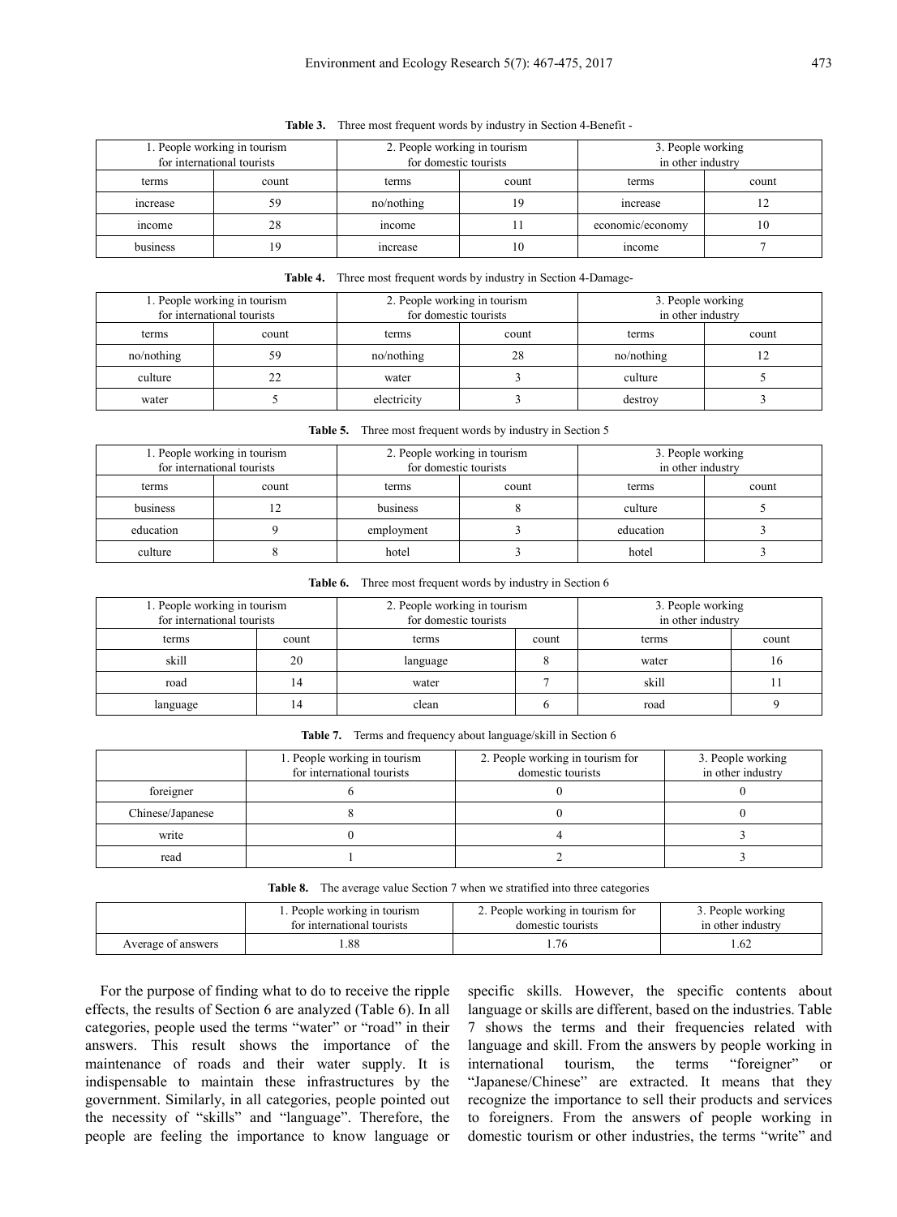**Table 3.** Three most frequent words by industry in Section 4-Benefit -

| 1. People working in tourism for international tourists | | 2. People working in tourism for domestic tourists | | 3. People working in other industry | |
|---|---|---|---|---|---|
| terms | count | terms | count | terms | count |
| increase | 59 | no/nothing | 19 | increase | 12 |
| income | 28 | income | 11 | economic/economy | 10 |
| business | 19 | increase | 10 | income | 7 |

**Table 4.** Three most frequent words by industry in Section 4-Damage-

| 1. People working in tourism for international tourists | | 2. People working in tourism for domestic tourists | | 3. People working in other industry | |
|---|---|---|---|---|---|
| terms | count | terms | count | terms | count |
| no/nothing | 59 | no/nothing | 28 | no/nothing | 12 |
| culture | 22 | water | 3 | culture | 5 |
| water | 5 | electricity | 3 | destroy | 3 |

**Table 5.** Three most frequent words by industry in Section 5

| 1. People working in tourism for international tourists | | 2. People working in tourism for domestic tourists | | 3. People working in other industry | |
|---|---|---|---|---|---|
| terms | count | terms | count | terms | count |
| business | 12 | business | 8 | culture | 5 |
| education | 9 | employment | 3 | education | 3 |
| culture | 8 | hotel | 3 | hotel | 3 |

**Table 6.** Three most frequent words by industry in Section 6

| 1. People working in tourism for international tourists | | 2. People working in tourism for domestic tourists | | 3. People working in other industry | |
|---|---|---|---|---|---|
| terms | count | terms | count | terms | count |
| skill | 20 | language | 8 | water | 16 |
| road | 14 | water | 7 | skill | 11 |
| language | 14 | clean | 6 | road | 9 |

**Table 7.** Terms and frequency about language/skill in Section 6

| | 1. People working in tourism for international tourists | 2. People working in tourism for domestic tourists | 3. People working in other industry |
|---|---|---|---|
| foreigner | 6 | 0 | 0 |
| Chinese/Japanese | 8 | 0 | 0 |
| write | 0 | 4 | 3 |
| read | 1 | 2 | 3 |

**Table 8.** The average value Section 7 when we stratified into three categories

| | 1. People working in tourism for international tourists | 2. People working in tourism for domestic tourists | 3. People working in other industry |
|---|---|---|---|
| Average of answers | 1.88 | 1.76 | 1.62 |

For the purpose of finding what to do to receive the ripple effects, the results of Section 6 are analyzed (Table 6). In all categories, people used the terms "water" or "road" in their answers. This result shows the importance of the maintenance of roads and their water supply. It is indispensable to maintain these infrastructures by the government. Similarly, in all categories, people pointed out the necessity of "skills" and "language". Therefore, the people are feeling the importance to know language or specific skills. However, the specific contents about language or skills are different, based on the industries. Table 7 shows the terms and their frequencies related with language and skill. From the answers by people working in international tourism, the terms "foreigner" or "Japanese/Chinese" are extracted. It means that they recognize the importance to sell their products and services to foreigners. From the answers of people working in domestic tourism or other industries, the terms "write" and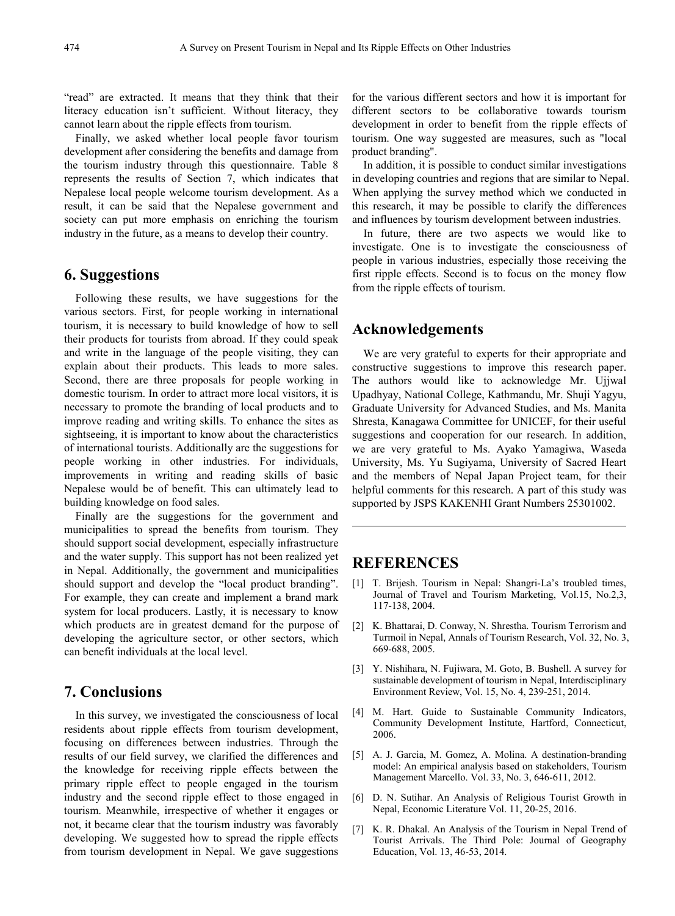"read" are extracted. It means that they think that their literacy education isn't sufficient. Without literacy, they cannot learn about the ripple effects from tourism.

Finally, we asked whether local people favor tourism development after considering the benefits and damage from the tourism industry through this questionnaire. Table 8 represents the results of Section 7, which indicates that Nepalese local people welcome tourism development. As a result, it can be said that the Nepalese government and society can put more emphasis on enriching the tourism industry in the future, as a means to develop their country.

## 6. Suggestions

Following these results, we have suggestions for the various sectors. First, for people working in international tourism, it is necessary to build knowledge of how to sell their products for tourists from abroad. If they could speak and write in the language of the people visiting, they can explain about their products. This leads to more sales. Second, there are three proposals for people working in domestic tourism. In order to attract more local visitors, it is necessary to promote the branding of local products and to improve reading and writing skills. To enhance the sites as sightseeing, it is important to know about the characteristics of international tourists. Additionally are the suggestions for people working in other industries. For individuals, improvements in writing and reading skills of basic Nepalese would be of benefit. This can ultimately lead to building knowledge on food sales.

Finally are the suggestions for the government and municipalities to spread the benefits from tourism. They should support social development, especially infrastructure and the water supply. This support has not been realized yet in Nepal. Additionally, the government and municipalities should support and develop the "local product branding". For example, they can create and implement a brand mark system for local producers. Lastly, it is necessary to know which products are in greatest demand for the purpose of developing the agriculture sector, or other sectors, which can benefit individuals at the local level.

## 7. Conclusions

In this survey, we investigated the consciousness of local residents about ripple effects from tourism development, focusing on differences between industries. Through the results of our field survey, we clarified the differences and the knowledge for receiving ripple effects between the primary ripple effect to people engaged in the tourism industry and the second ripple effect to those engaged in tourism. Meanwhile, irrespective of whether it engages or not, it became clear that the tourism industry was favorably developing. We suggested how to spread the ripple effects from tourism development in Nepal. We gave suggestions for the various different sectors and how it is important for different sectors to be collaborative towards tourism development in order to benefit from the ripple effects of tourism. One way suggested are measures, such as "local product branding".

In addition, it is possible to conduct similar investigations in developing countries and regions that are similar to Nepal. When applying the survey method which we conducted in this research, it may be possible to clarify the differences and influences by tourism development between industries.

In future, there are two aspects we would like to investigate. One is to investigate the consciousness of people in various industries, especially those receiving the first ripple effects. Second is to focus on the money flow from the ripple effects of tourism.

## Acknowledgements

We are very grateful to experts for their appropriate and constructive suggestions to improve this research paper. The authors would like to acknowledge Mr. Ujjwal Upadhyay, National College, Kathmandu, Mr. Shuji Yagyu, Graduate University for Advanced Studies, and Ms. Manita Shresta, Kanagawa Committee for UNICEF, for their useful suggestions and cooperation for our research. In addition, we are very grateful to Ms. Ayako Yamagiwa, Waseda University, Ms. Yu Sugiyama, University of Sacred Heart and the members of Nepal Japan Project team, for their helpful comments for this research. A part of this study was supported by JSPS KAKENHI Grant Numbers 25301002.

## REFERENCES

[1] T. Brijesh. Tourism in Nepal: Shangri-La's troubled times, Journal of Travel and Tourism Marketing, Vol.15, No.2,3, 117-138, 2004.

[2] K. Bhattarai, D. Conway, N. Shrestha. Tourism Terrorism and Turmoil in Nepal, Annals of Tourism Research, Vol. 32, No. 3, 669-688, 2005.

[3] Y. Nishihara, N. Fujiwara, M. Goto, B. Bushell. A survey for sustainable development of tourism in Nepal, Interdisciplinary Environment Review, Vol. 15, No. 4, 239-251, 2014.

[4] M. Hart. Guide to Sustainable Community Indicators, Community Development Institute, Hartford, Connecticut, 2006.

[5] A. J. Garcia, M. Gomez, A. Molina. A destination-branding model: An empirical analysis based on stakeholders, Tourism Management Marcello. Vol. 33, No. 3, 646-611, 2012.

[6] D. N. Sutihar. An Analysis of Religious Tourist Growth in Nepal, Economic Literature Vol. 11, 20-25, 2016.

[7] K. R. Dhakal. An Analysis of the Tourism in Nepal Trend of Tourist Arrivals. The Third Pole: Journal of Geography Education, Vol. 13, 46-53, 2014.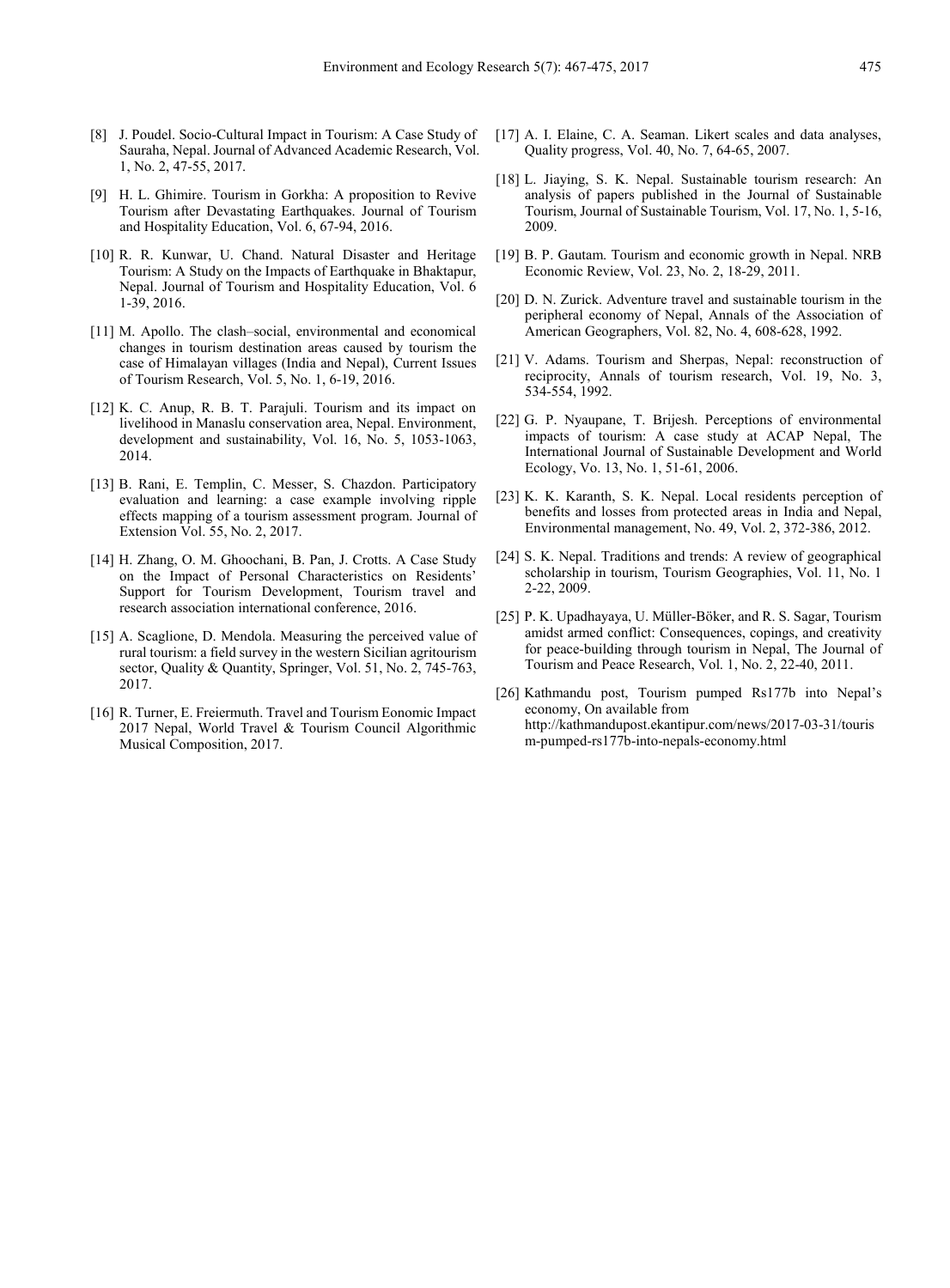[8] J. Poudel. Socio-Cultural Impact in Tourism: A Case Study of Sauraha, Nepal. Journal of Advanced Academic Research, Vol. 1, No. 2, 47-55, 2017.

[9] H. L. Ghimire. Tourism in Gorkha: A proposition to Revive Tourism after Devastating Earthquakes. Journal of Tourism and Hospitality Education, Vol. 6, 67-94, 2016.

[10] R. R. Kunwar, U. Chand. Natural Disaster and Heritage Tourism: A Study on the Impacts of Earthquake in Bhaktapur, Nepal. Journal of Tourism and Hospitality Education, Vol. 6 1-39, 2016.

[11] M. Apollo. The clash–social, environmental and economical changes in tourism destination areas caused by tourism the case of Himalayan villages (India and Nepal), Current Issues of Tourism Research, Vol. 5, No. 1, 6-19, 2016.

[12] K. C. Anup, R. B. T. Parajuli. Tourism and its impact on livelihood in Manaslu conservation area, Nepal. Environment, development and sustainability, Vol. 16, No. 5, 1053-1063, 2014.

[13] B. Rani, E. Templin, C. Messer, S. Chazdon. Participatory evaluation and learning: a case example involving ripple effects mapping of a tourism assessment program. Journal of Extension Vol. 55, No. 2, 2017.

[14] H. Zhang, O. M. Ghoochani, B. Pan, J. Crotts. A Case Study on the Impact of Personal Characteristics on Residents' Support for Tourism Development, Tourism travel and research association international conference, 2016.

[15] A. Scaglione, D. Mendola. Measuring the perceived value of rural tourism: a field survey in the western Sicilian agritourism sector, Quality & Quantity, Springer, Vol. 51, No. 2, 745-763, 2017.

[16] R. Turner, E. Freiermuth. Travel and Tourism Eonomic Impact 2017 Nepal, World Travel & Tourism Council Algorithmic Musical Composition, 2017.

[17] A. I. Elaine, C. A. Seaman. Likert scales and data analyses, Quality progress, Vol. 40, No. 7, 64-65, 2007.

[18] L. Jiaying, S. K. Nepal. Sustainable tourism research: An analysis of papers published in the Journal of Sustainable Tourism, Journal of Sustainable Tourism, Vol. 17, No. 1, 5-16, 2009.

[19] B. P. Gautam. Tourism and economic growth in Nepal. NRB Economic Review, Vol. 23, No. 2, 18-29, 2011.

[20] D. N. Zurick. Adventure travel and sustainable tourism in the peripheral economy of Nepal, Annals of the Association of American Geographers, Vol. 82, No. 4, 608-628, 1992.

[21] V. Adams. Tourism and Sherpas, Nepal: reconstruction of reciprocity, Annals of tourism research, Vol. 19, No. 3, 534-554, 1992.

[22] G. P. Nyaupane, T. Brijesh. Perceptions of environmental impacts of tourism: A case study at ACAP Nepal, The International Journal of Sustainable Development and World Ecology, Vo. 13, No. 1, 51-61, 2006.

[23] K. K. Karanth, S. K. Nepal. Local residents perception of benefits and losses from protected areas in India and Nepal, Environmental management, No. 49, Vol. 2, 372-386, 2012.

[24] S. K. Nepal. Traditions and trends: A review of geographical scholarship in tourism, Tourism Geographies, Vol. 11, No. 1 2-22, 2009.

[25] P. K. Upadhayaya, U. Müller-Böker, and R. S. Sagar, Tourism amidst armed conflict: Consequences, copings, and creativity for peace-building through tourism in Nepal, The Journal of Tourism and Peace Research, Vol. 1, No. 2, 22-40, 2011.

[26] Kathmandu post, Tourism pumped Rs177b into Nepal's economy, On available from http://kathmandupost.ekantipur.com/news/2017-03-31/tourism-pumped-rs177b-into-nepals-economy.html